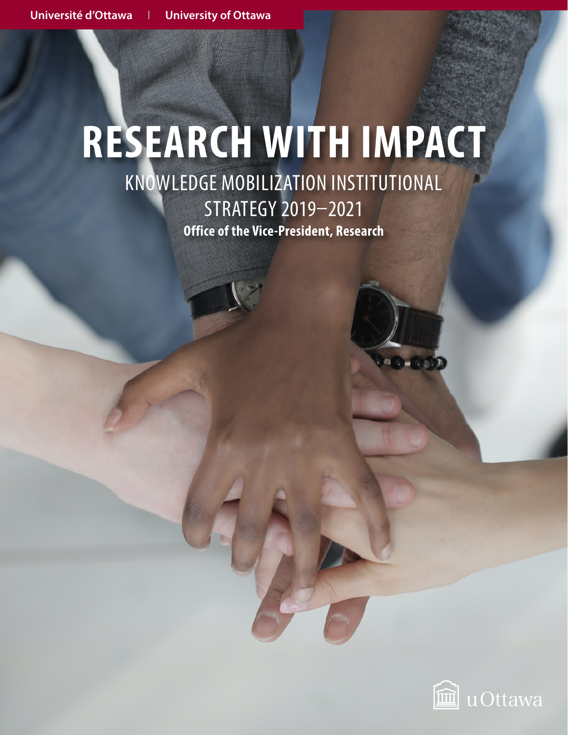Université d'Ottawa | University of Ottawa

# RESEARCH WITH IMPACT

## KNOWLEDGE MOBILIZATION INSTITUTIONAL STRATEGY 2019–2021

**Office of the Vice-President, Research**

uOttawa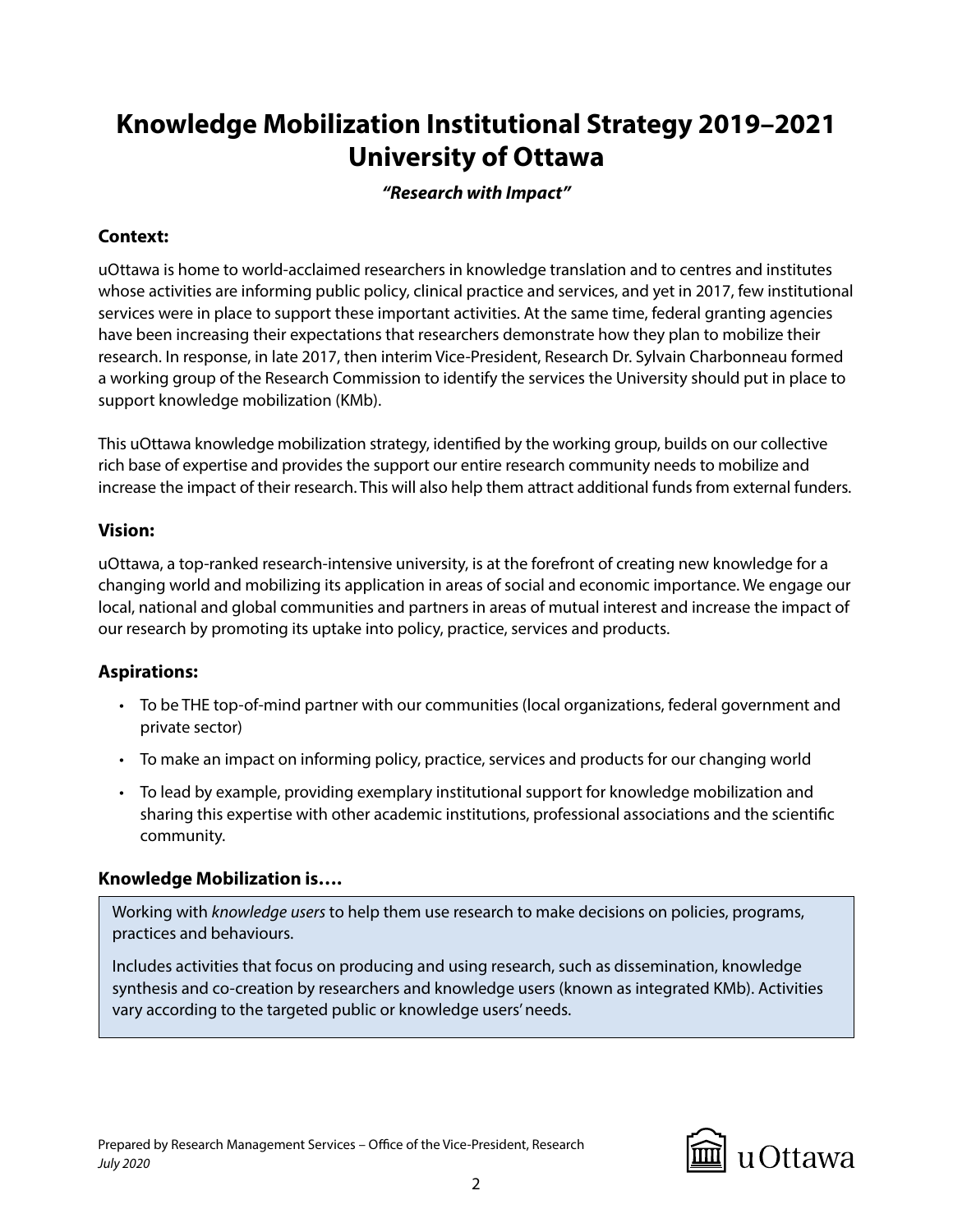# Knowledge Mobilization Institutional Strategy 2019–2021
# University of Ottawa

***"Research with Impact"***

### Context:

uOttawa is home to world-acclaimed researchers in knowledge translation and to centres and institutes whose activities are informing public policy, clinical practice and services, and yet in 2017, few institutional services were in place to support these important activities. At the same time, federal granting agencies have been increasing their expectations that researchers demonstrate how they plan to mobilize their research. In response, in late 2017, then interim Vice-President, Research Dr. Sylvain Charbonneau formed a working group of the Research Commission to identify the services the University should put in place to support knowledge mobilization (KMb).

This uOttawa knowledge mobilization strategy, identified by the working group, builds on our collective rich base of expertise and provides the support our entire research community needs to mobilize and increase the impact of their research. This will also help them attract additional funds from external funders.

### Vision:

uOttawa, a top-ranked research-intensive university, is at the forefront of creating new knowledge for a changing world and mobilizing its application in areas of social and economic importance. We engage our local, national and global communities and partners in areas of mutual interest and increase the impact of our research by promoting its uptake into policy, practice, services and products.

### Aspirations:

- To be THE top-of-mind partner with our communities (local organizations, federal government and private sector)
- To make an impact on informing policy, practice, services and products for our changing world
- To lead by example, providing exemplary institutional support for knowledge mobilization and sharing this expertise with other academic institutions, professional associations and the scientific community.

### Knowledge Mobilization is….

Working with *knowledge users* to help them use research to make decisions on policies, programs, practices and behaviours.

Includes activities that focus on producing and using research, such as dissemination, knowledge synthesis and co-creation by researchers and knowledge users (known as integrated KMb). Activities vary according to the targeted public or knowledge users' needs.

Prepared by Research Management Services – Office of the Vice-President, Research
*July 2020*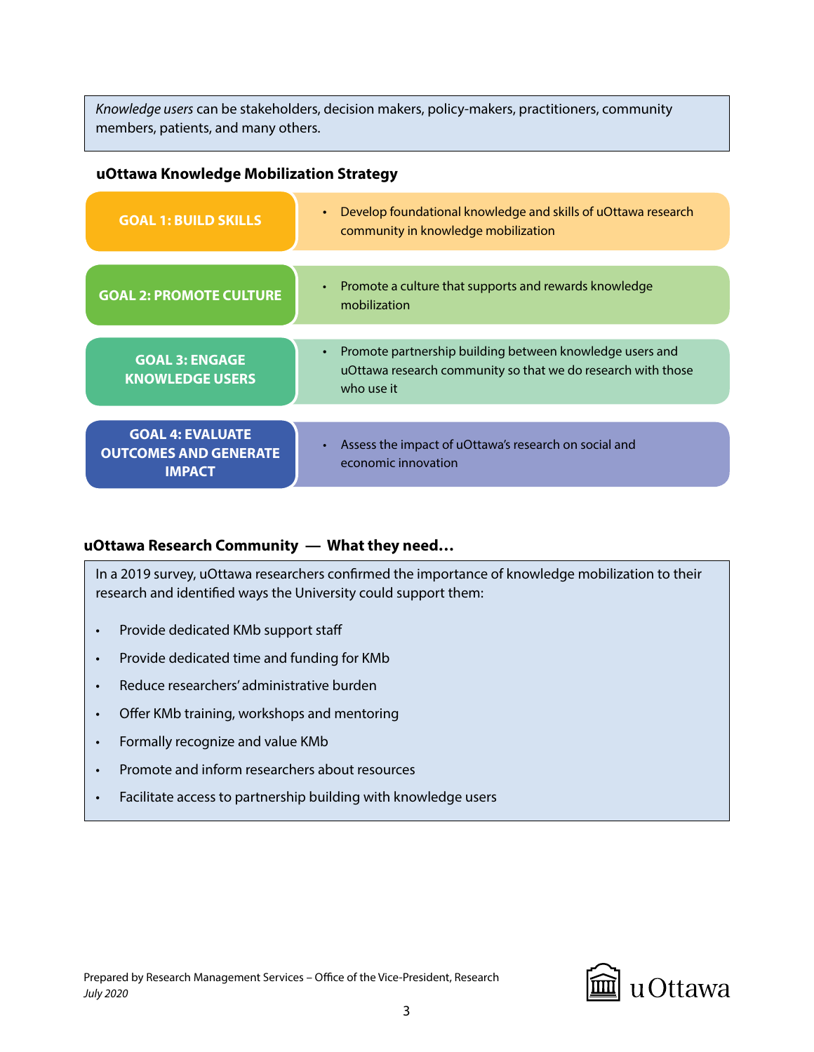*Knowledge users* can be stakeholders, decision makers, policy-makers, practitioners, community members, patients, and many others.

### uOttawa Knowledge Mobilization Strategy

| Goal | Description |
| --- | --- |
| **GOAL 1: BUILD SKILLS** | • Develop foundational knowledge and skills of uOttawa research community in knowledge mobilization |
| **GOAL 2: PROMOTE CULTURE** | • Promote a culture that supports and rewards knowledge mobilization |
| **GOAL 3: ENGAGE KNOWLEDGE USERS** | • Promote partnership building between knowledge users and uOttawa research community so that we do research with those who use it |
| **GOAL 4: EVALUATE OUTCOMES AND GENERATE IMPACT** | • Assess the impact of uOttawa's research on social and economic innovation |

### uOttawa Research Community — What they need…

In a 2019 survey, uOttawa researchers confirmed the importance of knowledge mobilization to their research and identified ways the University could support them:

- Provide dedicated KMb support staff
- Provide dedicated time and funding for KMb
- Reduce researchers' administrative burden
- Offer KMb training, workshops and mentoring
- Formally recognize and value KMb
- Promote and inform researchers about resources
- Facilitate access to partnership building with knowledge users

Prepared by Research Management Services – Office of the Vice-President, Research
*July 2020*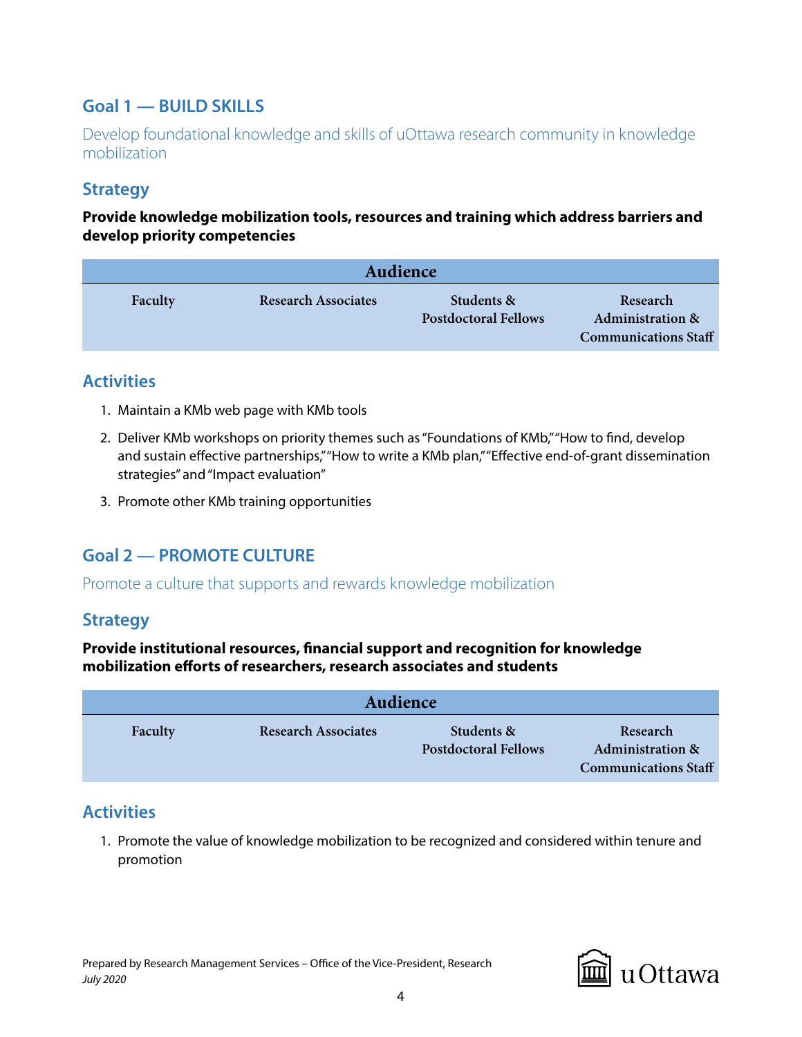## Goal 1 — BUILD SKILLS

Develop foundational knowledge and skills of uOttawa research community in knowledge mobilization

### Strategy

**Provide knowledge mobilization tools, resources and training which address barriers and develop priority competencies**

| Audience | | | |
|---|---|---|---|
| Faculty | Research Associates | Students & Postdoctoral Fellows | Research Administration & Communications Staff |

### Activities

1. Maintain a KMb web page with KMb tools
2. Deliver KMb workshops on priority themes such as "Foundations of KMb," "How to find, develop and sustain effective partnerships," "How to write a KMb plan," "Effective end-of-grant dissemination strategies" and "Impact evaluation"
3. Promote other KMb training opportunities

## Goal 2 — PROMOTE CULTURE

Promote a culture that supports and rewards knowledge mobilization

### Strategy

**Provide institutional resources, financial support and recognition for knowledge mobilization efforts of researchers, research associates and students**

| Audience | | | |
|---|---|---|---|
| Faculty | Research Associates | Students & Postdoctoral Fellows | Research Administration & Communications Staff |

### Activities

1. Promote the value of knowledge mobilization to be recognized and considered within tenure and promotion

Prepared by Research Management Services – Office of the Vice-President, Research
*July 2020*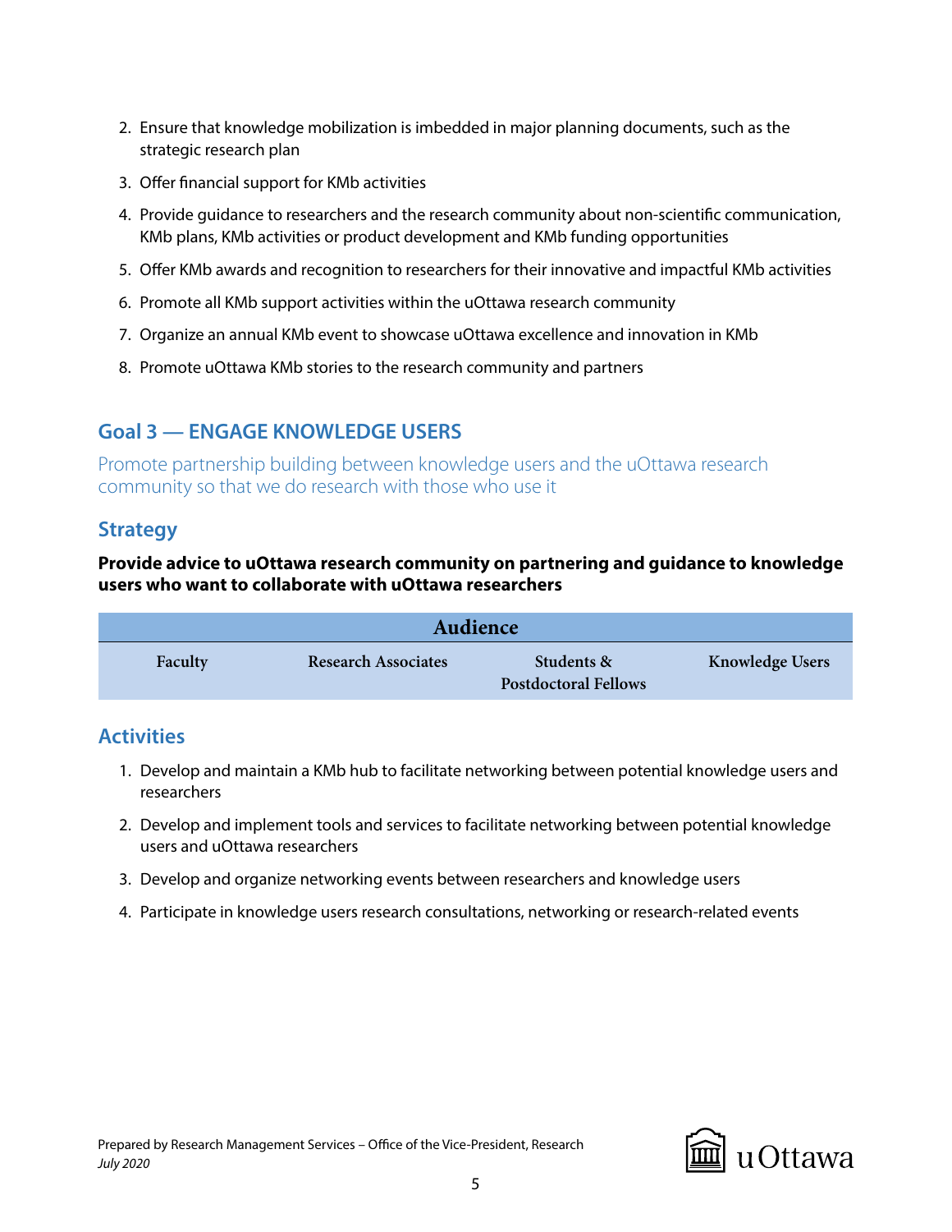2. Ensure that knowledge mobilization is imbedded in major planning documents, such as the strategic research plan
3. Offer financial support for KMb activities
4. Provide guidance to researchers and the research community about non-scientific communication, KMb plans, KMb activities or product development and KMb funding opportunities
5. Offer KMb awards and recognition to researchers for their innovative and impactful KMb activities
6. Promote all KMb support activities within the uOttawa research community
7. Organize an annual KMb event to showcase uOttawa excellence and innovation in KMb
8. Promote uOttawa KMb stories to the research community and partners

## Goal 3 — ENGAGE KNOWLEDGE USERS

Promote partnership building between knowledge users and the uOttawa research community so that we do research with those who use it

### Strategy

**Provide advice to uOttawa research community on partnering and guidance to knowledge users who want to collaborate with uOttawa researchers**

| Audience | | | |
|---|---|---|---|
| Faculty | Research Associates | Students & Postdoctoral Fellows | Knowledge Users |

### Activities

1. Develop and maintain a KMb hub to facilitate networking between potential knowledge users and researchers
2. Develop and implement tools and services to facilitate networking between potential knowledge users and uOttawa researchers
3. Develop and organize networking events between researchers and knowledge users
4. Participate in knowledge users research consultations, networking or research-related events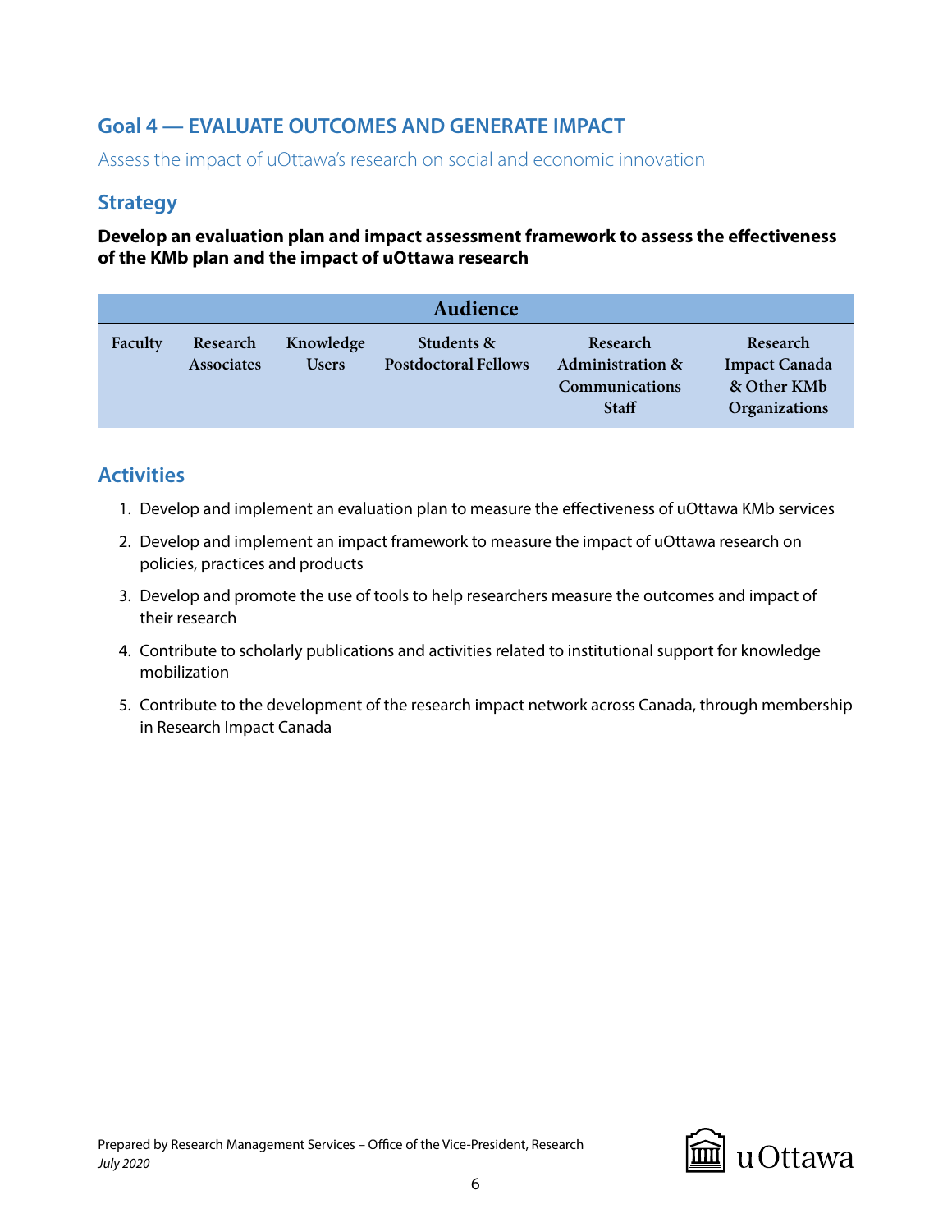## Goal 4 — EVALUATE OUTCOMES AND GENERATE IMPACT

Assess the impact of uOttawa's research on social and economic innovation

### Strategy

**Develop an evaluation plan and impact assessment framework to assess the effectiveness of the KMb plan and the impact of uOttawa research**

| Audience | | | | | |
|---|---|---|---|---|---|
| Faculty | Research Associates | Knowledge Users | Students & Postdoctoral Fellows | Research Administration & Communications Staff | Research Impact Canada & Other KMb Organizations |

### Activities

1. Develop and implement an evaluation plan to measure the effectiveness of uOttawa KMb services
2. Develop and implement an impact framework to measure the impact of uOttawa research on policies, practices and products
3. Develop and promote the use of tools to help researchers measure the outcomes and impact of their research
4. Contribute to scholarly publications and activities related to institutional support for knowledge mobilization
5. Contribute to the development of the research impact network across Canada, through membership in Research Impact Canada

Prepared by Research Management Services – Office of the Vice-President, Research
*July 2020*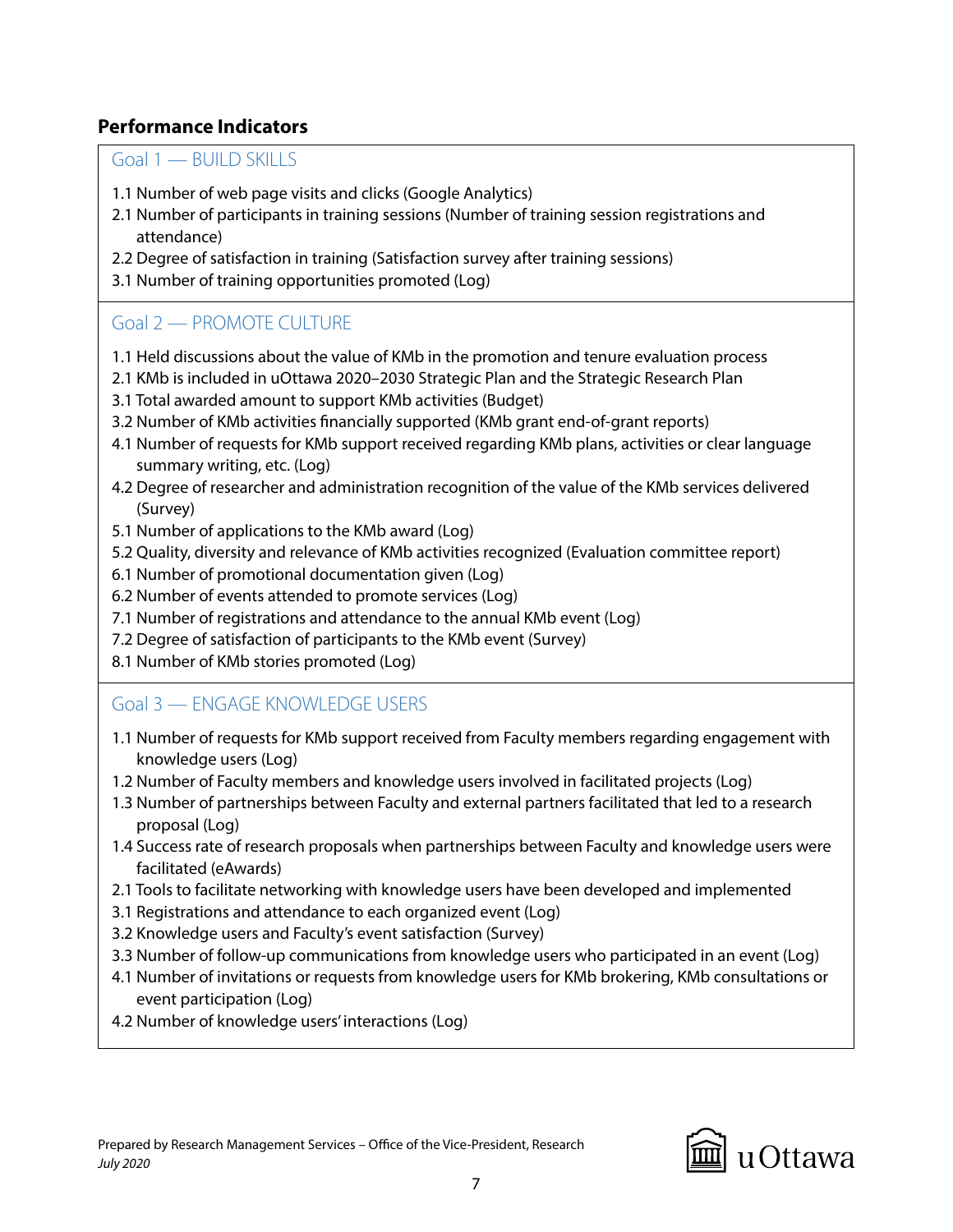## Performance Indicators

### Goal 1 — BUILD SKILLS

1.1 Number of web page visits and clicks (Google Analytics)
2.1 Number of participants in training sessions (Number of training session registrations and attendance)
2.2 Degree of satisfaction in training (Satisfaction survey after training sessions)
3.1 Number of training opportunities promoted (Log)

### Goal 2 — PROMOTE CULTURE

1.1 Held discussions about the value of KMb in the promotion and tenure evaluation process
2.1 KMb is included in uOttawa 2020–2030 Strategic Plan and the Strategic Research Plan
3.1 Total awarded amount to support KMb activities (Budget)
3.2 Number of KMb activities financially supported (KMb grant end-of-grant reports)
4.1 Number of requests for KMb support received regarding KMb plans, activities or clear language summary writing, etc. (Log)
4.2 Degree of researcher and administration recognition of the value of the KMb services delivered (Survey)
5.1 Number of applications to the KMb award (Log)
5.2 Quality, diversity and relevance of KMb activities recognized (Evaluation committee report)
6.1 Number of promotional documentation given (Log)
6.2 Number of events attended to promote services (Log)
7.1 Number of registrations and attendance to the annual KMb event (Log)
7.2 Degree of satisfaction of participants to the KMb event (Survey)
8.1 Number of KMb stories promoted (Log)

### Goal 3 — ENGAGE KNOWLEDGE USERS

1.1 Number of requests for KMb support received from Faculty members regarding engagement with knowledge users (Log)
1.2 Number of Faculty members and knowledge users involved in facilitated projects (Log)
1.3 Number of partnerships between Faculty and external partners facilitated that led to a research proposal (Log)
1.4 Success rate of research proposals when partnerships between Faculty and knowledge users were facilitated (eAwards)
2.1 Tools to facilitate networking with knowledge users have been developed and implemented
3.1 Registrations and attendance to each organized event (Log)
3.2 Knowledge users and Faculty's event satisfaction (Survey)
3.3 Number of follow-up communications from knowledge users who participated in an event (Log)
4.1 Number of invitations or requests from knowledge users for KMb brokering, KMb consultations or event participation (Log)
4.2 Number of knowledge users' interactions (Log)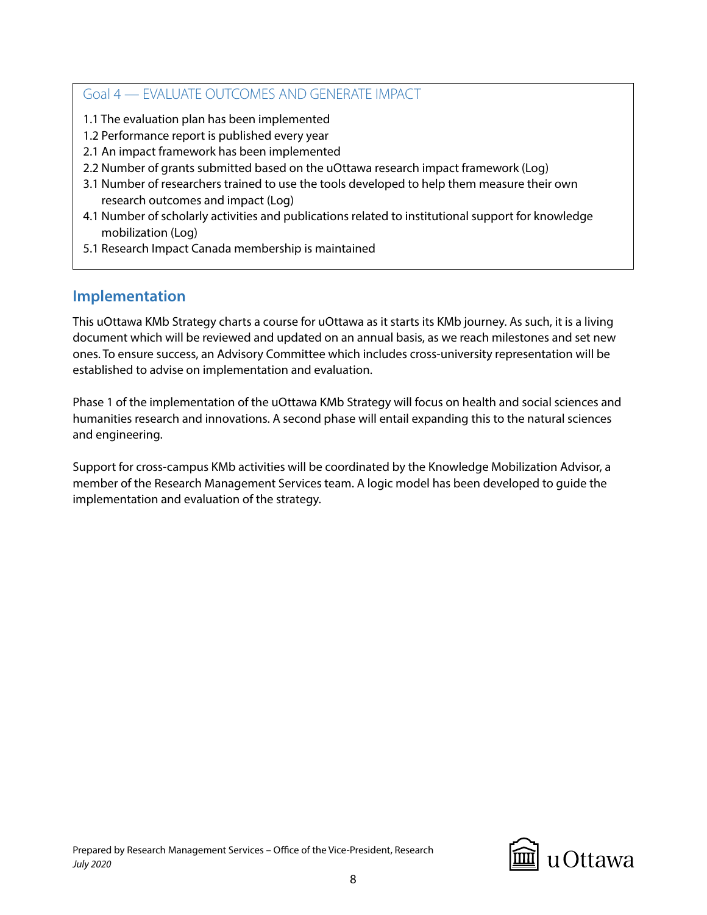### Goal 4 — EVALUATE OUTCOMES AND GENERATE IMPACT

1.1 The evaluation plan has been implemented
1.2 Performance report is published every year
2.1 An impact framework has been implemented
2.2 Number of grants submitted based on the uOttawa research impact framework (Log)
3.1 Number of researchers trained to use the tools developed to help them measure their own research outcomes and impact (Log)
4.1 Number of scholarly activities and publications related to institutional support for knowledge mobilization (Log)
5.1 Research Impact Canada membership is maintained

## Implementation

This uOttawa KMb Strategy charts a course for uOttawa as it starts its KMb journey. As such, it is a living document which will be reviewed and updated on an annual basis, as we reach milestones and set new ones. To ensure success, an Advisory Committee which includes cross-university representation will be established to advise on implementation and evaluation.

Phase 1 of the implementation of the uOttawa KMb Strategy will focus on health and social sciences and humanities research and innovations. A second phase will entail expanding this to the natural sciences and engineering.

Support for cross-campus KMb activities will be coordinated by the Knowledge Mobilization Advisor, a member of the Research Management Services team. A logic model has been developed to guide the implementation and evaluation of the strategy.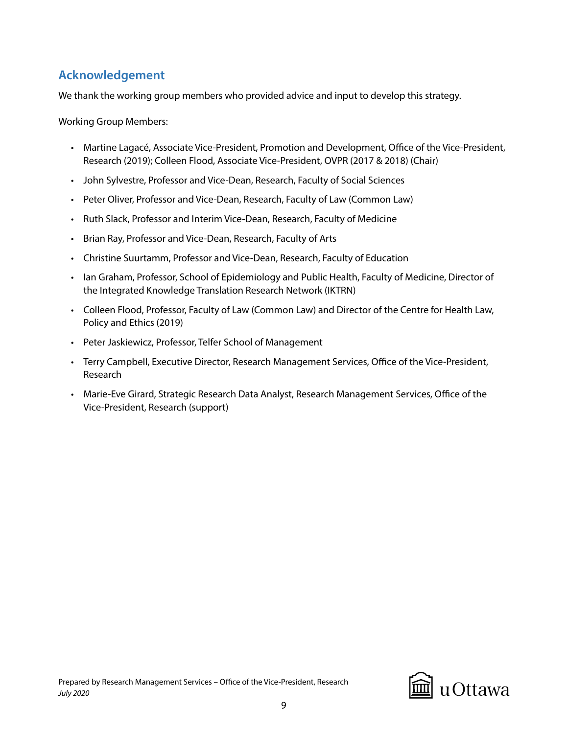## Acknowledgement

We thank the working group members who provided advice and input to develop this strategy.

Working Group Members:

- Martine Lagacé, Associate Vice-President, Promotion and Development, Office of the Vice-President, Research (2019); Colleen Flood, Associate Vice-President, OVPR (2017 & 2018) (Chair)
- John Sylvestre, Professor and Vice-Dean, Research, Faculty of Social Sciences
- Peter Oliver, Professor and Vice-Dean, Research, Faculty of Law (Common Law)
- Ruth Slack, Professor and Interim Vice-Dean, Research, Faculty of Medicine
- Brian Ray, Professor and Vice-Dean, Research, Faculty of Arts
- Christine Suurtamm, Professor and Vice-Dean, Research, Faculty of Education
- Ian Graham, Professor, School of Epidemiology and Public Health, Faculty of Medicine, Director of the Integrated Knowledge Translation Research Network (IKTRN)
- Colleen Flood, Professor, Faculty of Law (Common Law) and Director of the Centre for Health Law, Policy and Ethics (2019)
- Peter Jaskiewicz, Professor, Telfer School of Management
- Terry Campbell, Executive Director, Research Management Services, Office of the Vice-President, Research
- Marie-Eve Girard, Strategic Research Data Analyst, Research Management Services, Office of the Vice-President, Research (support)

Prepared by Research Management Services – Office of the Vice-President, Research
*July 2020*